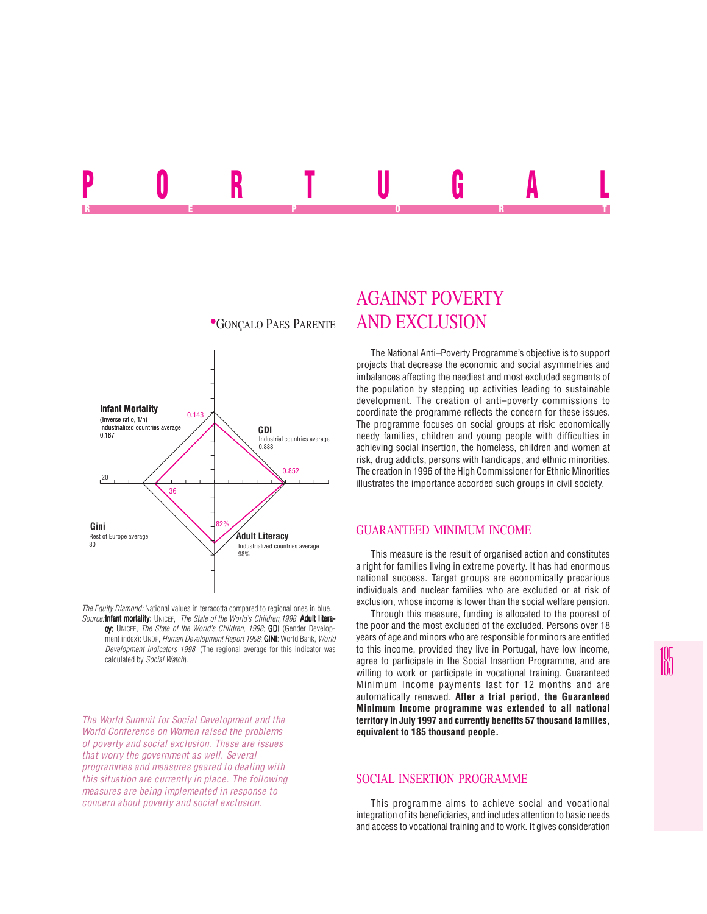# PORTUGAL

REPORT

•GONÇALO PAES PARENTE

# AGAINST POVERTY AND EXCLUSION

Infant Mortality
(Inverse ratio, 1/n)
Industrialized countries average
0.167

0.143

GDI
Industrial countries average
0.888

0.852

20

36

Gini
Rest of Europe average
30

82%

Adult Literacy
Industrialized countries average
98%

*The Equity Diamond:* National values in terracotta compared to regional ones in blue.
*Source:* **Infant mortality:** UNICEF, *The State of the World's Children,1998*; **Adult literacy:** UNICEF, *The State of the World's Children, 1998*; **GDI** (Gender Development index): UNDP, *Human Development Report 1998*; **GINI**: World Bank, *World Development indicators 1998*. (The regional average for this indicator was calculated by *Social Watch*).

*The World Summit for Social Development and the World Conference on Women raised the problems of poverty and social exclusion. These are issues that worry the government as well. Several programmes and measures geared to dealing with this situation are currently in place. The following measures are being implemented in response to concern about poverty and social exclusion.*

The National Anti–Poverty Programme's objective is to support projects that decrease the economic and social asymmetries and imbalances affecting the neediest and most excluded segments of the population by stepping up activities leading to sustainable development. The creation of anti–poverty commissions to coordinate the programme reflects the concern for these issues. The programme focuses on social groups at risk: economically needy families, children and young people with difficulties in achieving social insertion, the homeless, children and women at risk, drug addicts, persons with handicaps, and ethnic minorities. The creation in 1996 of the High Commissioner for Ethnic Minorities illustrates the importance accorded such groups in civil society.

## GUARANTEED MINIMUM INCOME

This measure is the result of organised action and constitutes a right for families living in extreme poverty. It has had enormous national success. Target groups are economically precarious individuals and nuclear families who are excluded or at risk of exclusion, whose income is lower than the social welfare pension.

Through this measure, funding is allocated to the poorest of the poor and the most excluded of the excluded. Persons over 18 years of age and minors who are responsible for minors are entitled to this income, provided they live in Portugal, have low income, agree to participate in the Social Insertion Programme, and are willing to work or participate in vocational training. Guaranteed Minimum Income payments last for 12 months and are automatically renewed. **After a trial period, the Guaranteed Minimum Income programme was extended to all national territory in July 1997 and currently benefits 57 thousand families, equivalent to 185 thousand people.**

## SOCIAL INSERTION PROGRAMME

This programme aims to achieve social and vocational integration of its beneficiaries, and includes attention to basic needs and access to vocational training and to work. It gives consideration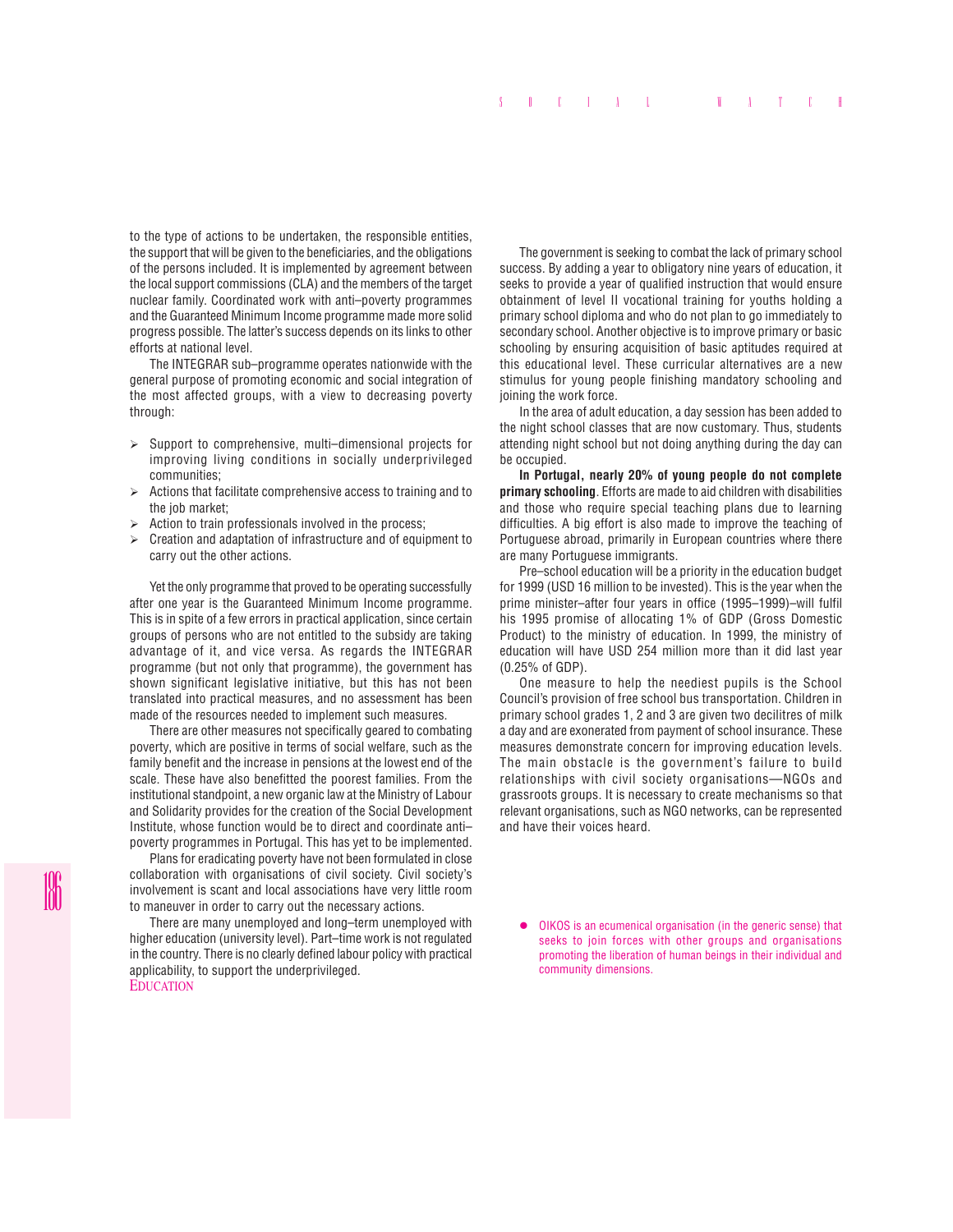to the type of actions to be undertaken, the responsible entities, the support that will be given to the beneficiaries, and the obligations of the persons included. It is implemented by agreement between the local support commissions (CLA) and the members of the target nuclear family. Coordinated work with anti–poverty programmes and the Guaranteed Minimum Income programme made more solid progress possible. The latter's success depends on its links to other efforts at national level.

The INTEGRAR sub–programme operates nationwide with the general purpose of promoting economic and social integration of the most affected groups, with a view to decreasing poverty through:

- Support to comprehensive, multi–dimensional projects for improving living conditions in socially underprivileged communities;
- Actions that facilitate comprehensive access to training and to the job market;
- Action to train professionals involved in the process;
- Creation and adaptation of infrastructure and of equipment to carry out the other actions.

Yet the only programme that proved to be operating successfully after one year is the Guaranteed Minimum Income programme. This is in spite of a few errors in practical application, since certain groups of persons who are not entitled to the subsidy are taking advantage of it, and vice versa. As regards the INTEGRAR programme (but not only that programme), the government has shown significant legislative initiative, but this has not been translated into practical measures, and no assessment has been made of the resources needed to implement such measures.

There are other measures not specifically geared to combating poverty, which are positive in terms of social welfare, such as the family benefit and the increase in pensions at the lowest end of the scale. These have also benefitted the poorest families. From the institutional standpoint, a new organic law at the Ministry of Labour and Solidarity provides for the creation of the Social Development Institute, whose function would be to direct and coordinate anti–poverty programmes in Portugal. This has yet to be implemented.

Plans for eradicating poverty have not been formulated in close collaboration with organisations of civil society. Civil society's involvement is scant and local associations have very little room to maneuver in order to carry out the necessary actions.

There are many unemployed and long–term unemployed with higher education (university level). Part–time work is not regulated in the country. There is no clearly defined labour policy with practical applicability, to support the underprivileged.

## Education

The government is seeking to combat the lack of primary school success. By adding a year to obligatory nine years of education, it seeks to provide a year of qualified instruction that would ensure obtainment of level II vocational training for youths holding a primary school diploma and who do not plan to go immediately to secondary school. Another objective is to improve primary or basic schooling by ensuring acquisition of basic aptitudes required at this educational level. These curricular alternatives are a new stimulus for young people finishing mandatory schooling and joining the work force.

In the area of adult education, a day session has been added to the night school classes that are now customary. Thus, students attending night school but not doing anything during the day can be occupied.

**In Portugal, nearly 20% of young people do not complete primary schooling**. Efforts are made to aid children with disabilities and those who require special teaching plans due to learning difficulties. A big effort is also made to improve the teaching of Portuguese abroad, primarily in European countries where there are many Portuguese immigrants.

Pre–school education will be a priority in the education budget for 1999 (USD 16 million to be invested). This is the year when the prime minister–after four years in office (1995–1999)–will fulfil his 1995 promise of allocating 1% of GDP (Gross Domestic Product) to the ministry of education. In 1999, the ministry of education will have USD 254 million more than it did last year (0.25% of GDP).

One measure to help the neediest pupils is the School Council's provision of free school bus transportation. Children in primary school grades 1, 2 and 3 are given two decilitres of milk a day and are exonerated from payment of school insurance. These measures demonstrate concern for improving education levels. The main obstacle is the government's failure to build relationships with civil society organisations—NGOs and grassroots groups. It is necessary to create mechanisms so that relevant organisations, such as NGO networks, can be represented and have their voices heard.

- OIKOS is an ecumenical organisation (in the generic sense) that seeks to join forces with other groups and organisations promoting the liberation of human beings in their individual and community dimensions.